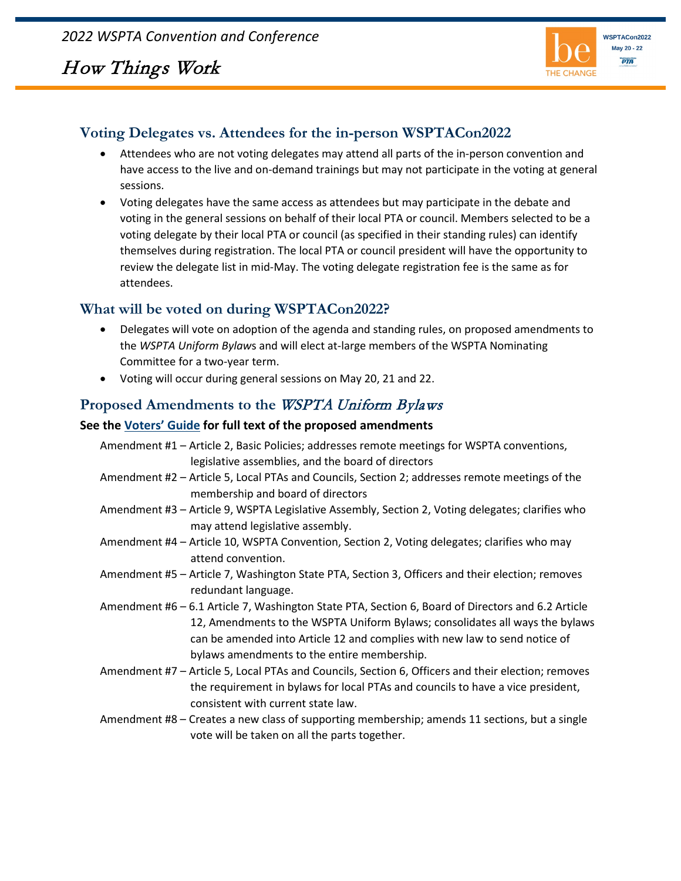*2022 WSPTA Convention and Conference*

# *How Things Work*

## Voting Delegates vs. Attendees for the in-person WSPTACon2022

- Attendees who are not voting delegates may attend all parts of the in-person convention and have access to the live and on-demand trainings but may not participate in the voting at general sessions.
- Voting delegates have the same access as attendees but may participate in the debate and voting in the general sessions on behalf of their local PTA or council. Members selected to be a voting delegate by their local PTA or council (as specified in their standing rules) can identify themselves during registration. The local PTA or council president will have the opportunity to review the delegate list in mid-May. The voting delegate registration fee is the same as for attendees.

## What will be voted on during WSPTACon2022?

- Delegates will vote on adoption of the agenda and standing rules, on proposed amendments to the *WSPTA Uniform Bylaws* and will elect at-large members of the WSPTA Nominating Committee for a two-year term.
- Voting will occur during general sessions on May 20, 21 and 22.

## Proposed Amendments to the *WSPTA Uniform Bylaws*

**See the Voters' Guide for full text of the proposed amendments**

Amendment #1 – Article 2, Basic Policies; addresses remote meetings for WSPTA conventions, legislative assemblies, and the board of directors

Amendment #2 – Article 5, Local PTAs and Councils, Section 2; addresses remote meetings of the membership and board of directors

Amendment #3 – Article 9, WSPTA Legislative Assembly, Section 2, Voting delegates; clarifies who may attend legislative assembly.

Amendment #4 – Article 10, WSPTA Convention, Section 2, Voting delegates; clarifies who may attend convention.

Amendment #5 – Article 7, Washington State PTA, Section 3, Officers and their election; removes redundant language.

Amendment #6 – 6.1 Article 7, Washington State PTA, Section 6, Board of Directors and 6.2 Article 12, Amendments to the WSPTA Uniform Bylaws; consolidates all ways the bylaws can be amended into Article 12 and complies with new law to send notice of bylaws amendments to the entire membership.

Amendment #7 – Article 5, Local PTAs and Councils, Section 6, Officers and their election; removes the requirement in bylaws for local PTAs and councils to have a vice president, consistent with current state law.

Amendment #8 – Creates a new class of supporting membership; amends 11 sections, but a single vote will be taken on all the parts together.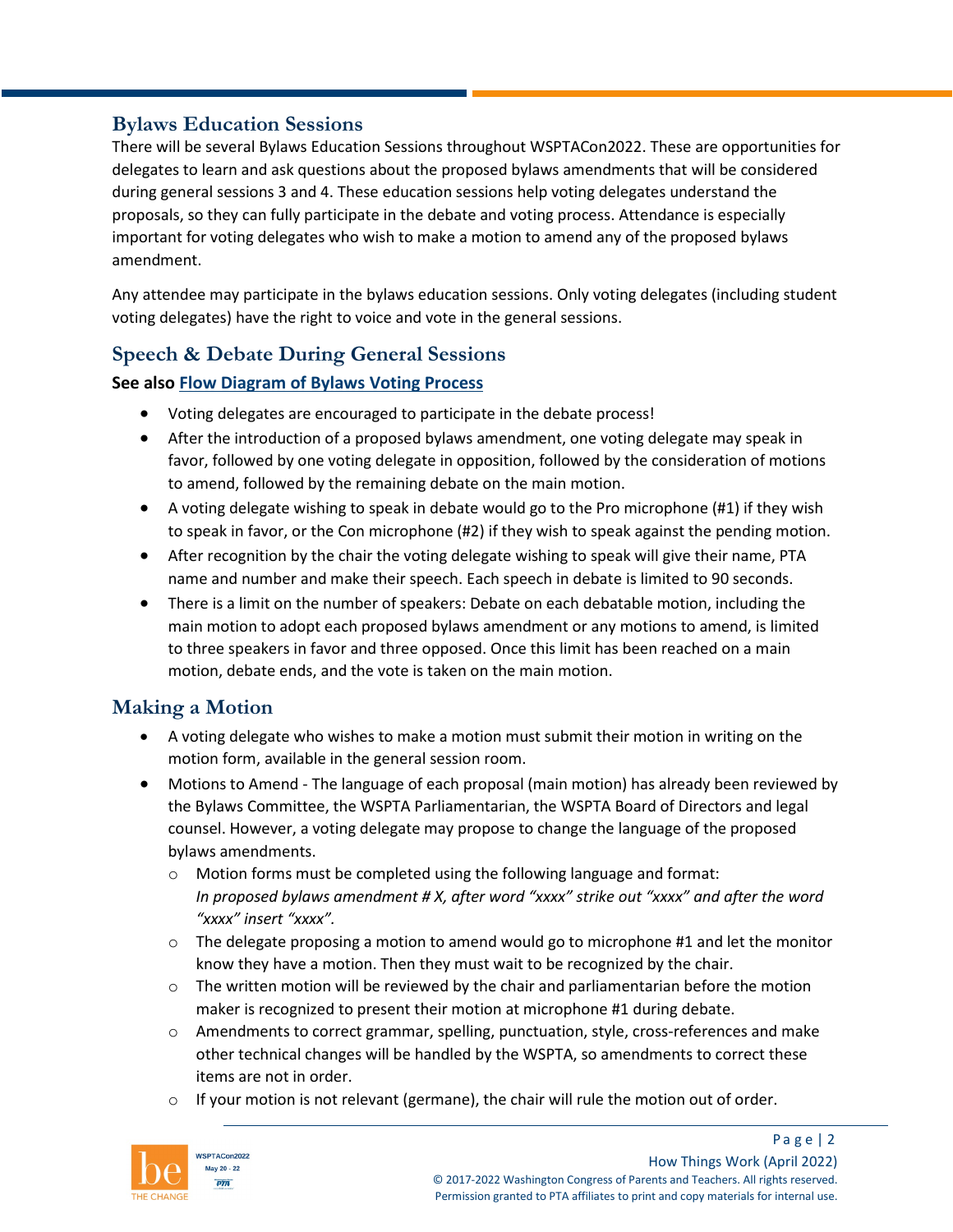## Bylaws Education Sessions

There will be several Bylaws Education Sessions throughout WSPTACon2022. These are opportunities for delegates to learn and ask questions about the proposed bylaws amendments that will be considered during general sessions 3 and 4. These education sessions help voting delegates understand the proposals, so they can fully participate in the debate and voting process. Attendance is especially important for voting delegates who wish to make a motion to amend any of the proposed bylaws amendment.

Any attendee may participate in the bylaws education sessions. Only voting delegates (including student voting delegates) have the right to voice and vote in the general sessions.

## Speech & Debate During General Sessions

**See also Flow Diagram of Bylaws Voting Process**

- Voting delegates are encouraged to participate in the debate process!
- After the introduction of a proposed bylaws amendment, one voting delegate may speak in favor, followed by one voting delegate in opposition, followed by the consideration of motions to amend, followed by the remaining debate on the main motion.
- A voting delegate wishing to speak in debate would go to the Pro microphone (#1) if they wish to speak in favor, or the Con microphone (#2) if they wish to speak against the pending motion.
- After recognition by the chair the voting delegate wishing to speak will give their name, PTA name and number and make their speech. Each speech in debate is limited to 90 seconds.
- There is a limit on the number of speakers: Debate on each debatable motion, including the main motion to adopt each proposed bylaws amendment or any motions to amend, is limited to three speakers in favor and three opposed. Once this limit has been reached on a main motion, debate ends, and the vote is taken on the main motion.

## Making a Motion

- A voting delegate who wishes to make a motion must submit their motion in writing on the motion form, available in the general session room.
- Motions to Amend - The language of each proposal (main motion) has already been reviewed by the Bylaws Committee, the WSPTA Parliamentarian, the WSPTA Board of Directors and legal counsel. However, a voting delegate may propose to change the language of the proposed bylaws amendments.
  - Motion forms must be completed using the following language and format: *In proposed bylaws amendment # X, after word "xxxx" strike out "xxxx" and after the word "xxxx" insert "xxxx".*
  - The delegate proposing a motion to amend would go to microphone #1 and let the monitor know they have a motion. Then they must wait to be recognized by the chair.
  - The written motion will be reviewed by the chair and parliamentarian before the motion maker is recognized to present their motion at microphone #1 during debate.
  - Amendments to correct grammar, spelling, punctuation, style, cross-references and make other technical changes will be handled by the WSPTA, so amendments to correct these items are not in order.
  - If your motion is not relevant (germane), the chair will rule the motion out of order.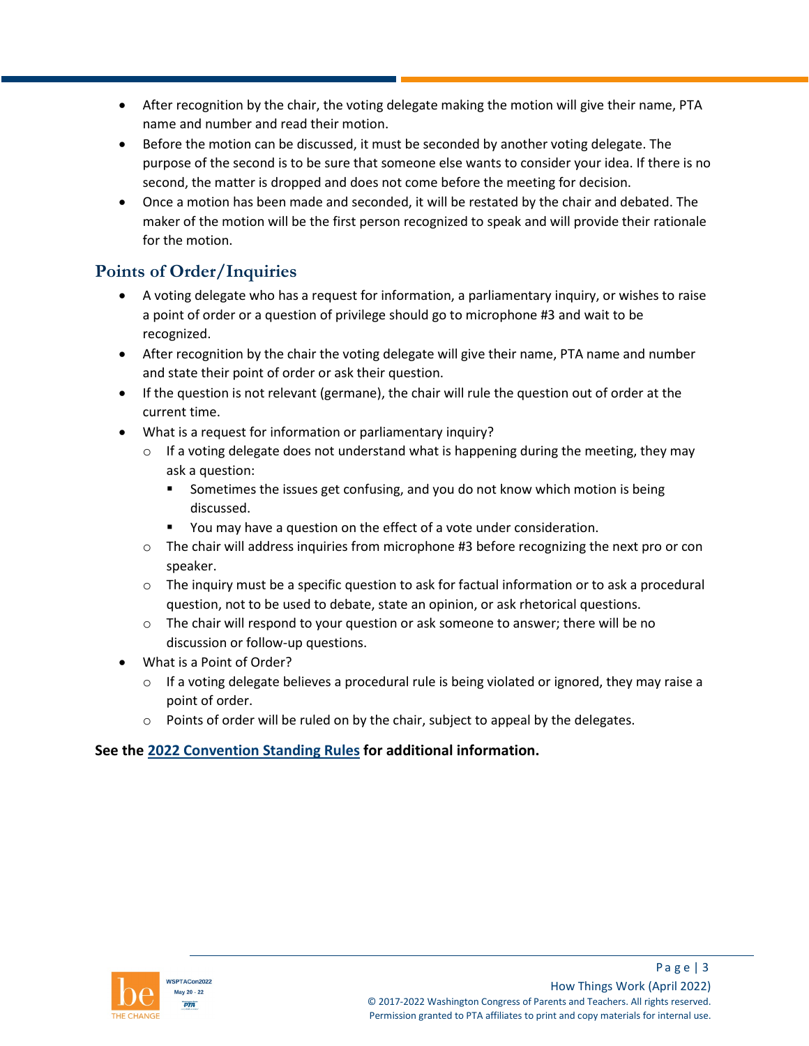- After recognition by the chair, the voting delegate making the motion will give their name, PTA name and number and read their motion.
- Before the motion can be discussed, it must be seconded by another voting delegate. The purpose of the second is to be sure that someone else wants to consider your idea. If there is no second, the matter is dropped and does not come before the meeting for decision.
- Once a motion has been made and seconded, it will be restated by the chair and debated. The maker of the motion will be the first person recognized to speak and will provide their rationale for the motion.

## Points of Order/Inquiries

- A voting delegate who has a request for information, a parliamentary inquiry, or wishes to raise a point of order or a question of privilege should go to microphone #3 and wait to be recognized.
- After recognition by the chair the voting delegate will give their name, PTA name and number and state their point of order or ask their question.
- If the question is not relevant (germane), the chair will rule the question out of order at the current time.
- What is a request for information or parliamentary inquiry?
  - If a voting delegate does not understand what is happening during the meeting, they may ask a question:
    - Sometimes the issues get confusing, and you do not know which motion is being discussed.
    - You may have a question on the effect of a vote under consideration.
  - The chair will address inquiries from microphone #3 before recognizing the next pro or con speaker.
  - The inquiry must be a specific question to ask for factual information or to ask a procedural question, not to be used to debate, state an opinion, or ask rhetorical questions.
  - The chair will respond to your question or ask someone to answer; there will be no discussion or follow-up questions.
- What is a Point of Order?
  - If a voting delegate believes a procedural rule is being violated or ignored, they may raise a point of order.
  - Points of order will be ruled on by the chair, subject to appeal by the delegates.

**See the 2022 Convention Standing Rules for additional information.**